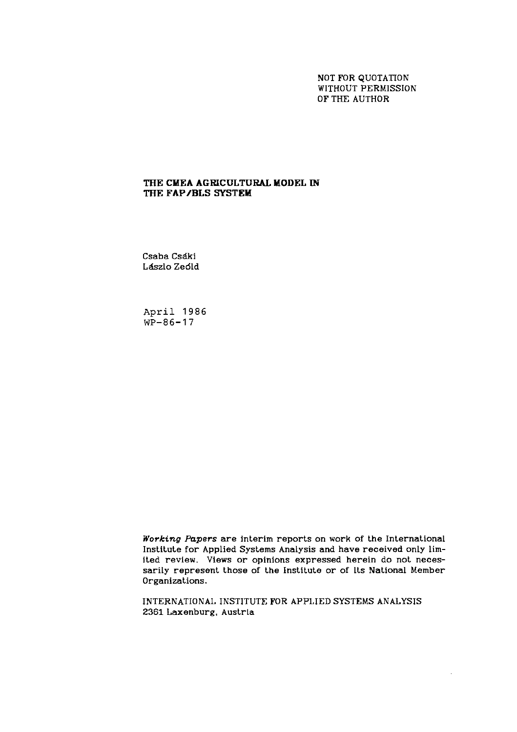NOT FOR QUOTATION
WITHOUT PERMISSION
OF THE AUTHOR

# THE CMEA AGRICULTURAL MODEL IN THE FAP/BLS SYSTEM

Csaba Csáki
Lászlo Zeöld

April 1986
WP-86-17

*Working Papers* are interim reports on work of the International Institute for Applied Systems Analysis and have received only limited review. Views or opinions expressed herein do not necessarily represent those of the Institute or of its National Member Organizations.

INTERNATIONAL INSTITUTE FOR APPLIED SYSTEMS ANALYSIS
2361 Laxenburg, Austria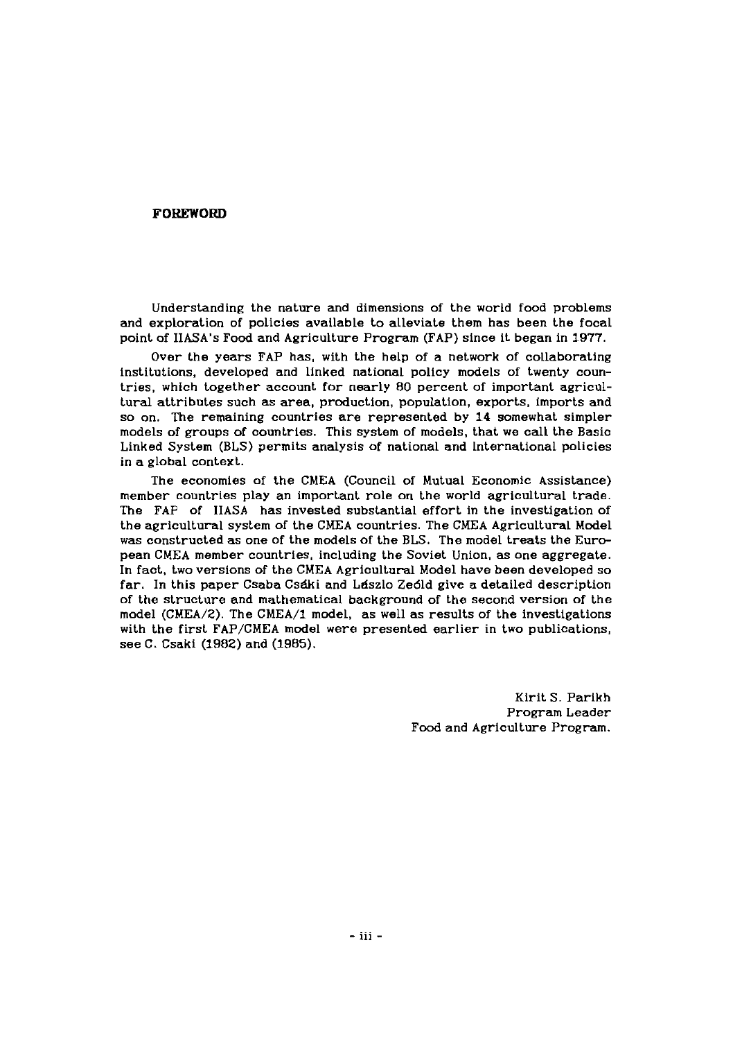# FOREWORD

Understanding the nature and dimensions of the world food problems and exploration of policies available to alleviate them has been the focal point of IIASA's Food and Agriculture Program (FAP) since it began in 1977.

Over the years FAP has, with the help of a network of collaborating institutions, developed and linked national policy models of twenty countries, which together account for nearly 80 percent of important agricultural attributes such as area, production, population, exports, imports and so on. The remaining countries are represented by 14 somewhat simpler models of groups of countries. This system of models, that we call the Basic Linked System (BLS) permits analysis of national and international policies in a global context.

The economies of the CMEA (Council of Mutual Economic Assistance) member countries play an important role on the world agricultural trade. The FAP of IIASA has invested substantial effort in the investigation of the agricultural system of the CMEA countries. The CMEA Agricultural Model was constructed as one of the models of the BLS. The model treats the European CMEA member countries, including the Soviet Union, as one aggregate. In fact, two versions of the CMEA Agricultural Model have been developed so far. In this paper Csaba Csáki and László Zeöld give a detailed description of the structure and mathematical background of the second version of the model (CMEA/2). The CMEA/1 model, as well as results of the investigations with the first FAP/CMEA model were presented earlier in two publications, see C. Csaki (1982) and (1985).

Kirit S. Parikh  
Program Leader  
Food and Agriculture Program.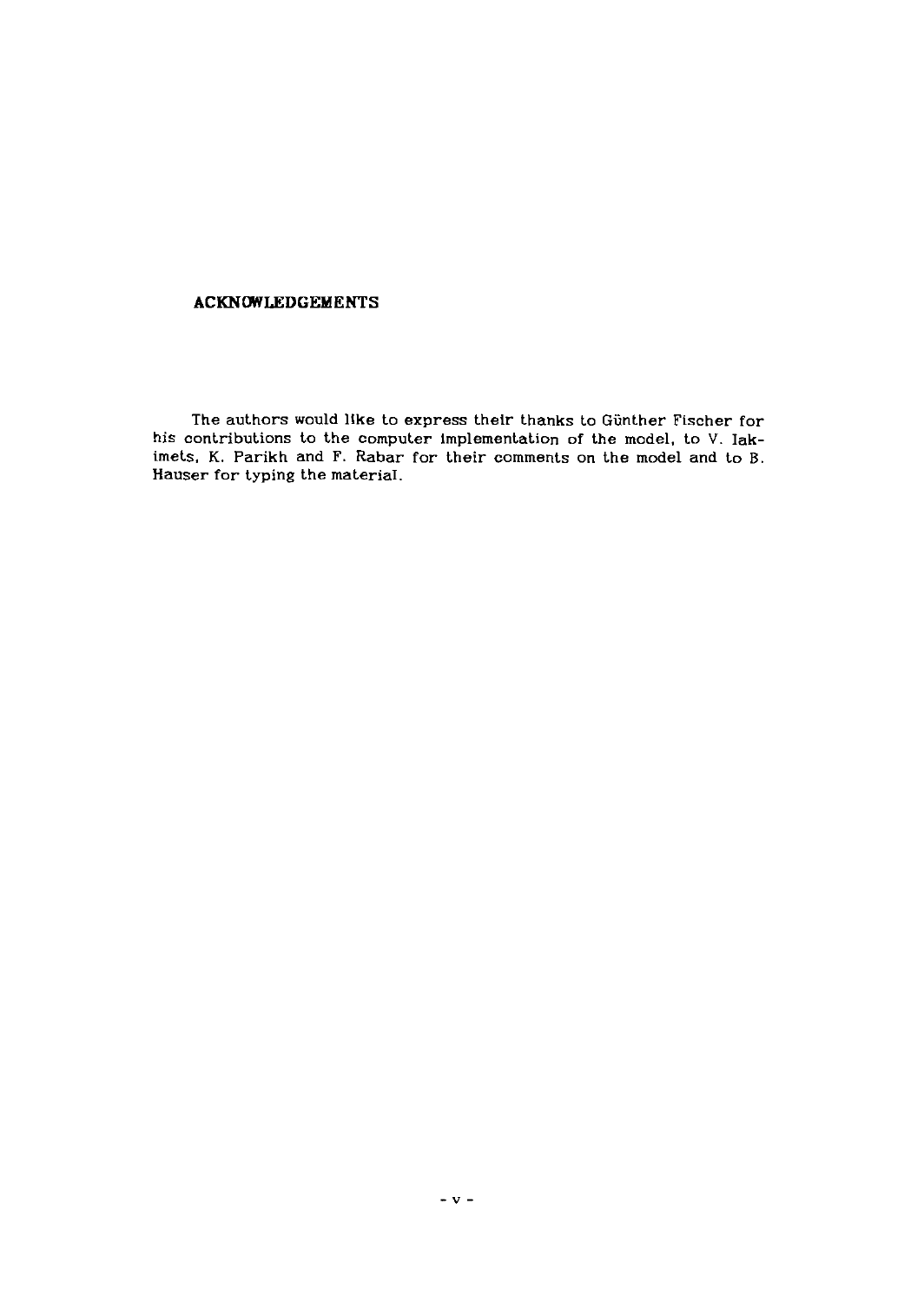## ACKNOWLEDGEMENTS

The authors would like to express their thanks to Günther Fischer for his contributions to the computer implementation of the model, to V. Iakimets, K. Parikh and F. Rabar for their comments on the model and to B. Hauser for typing the material.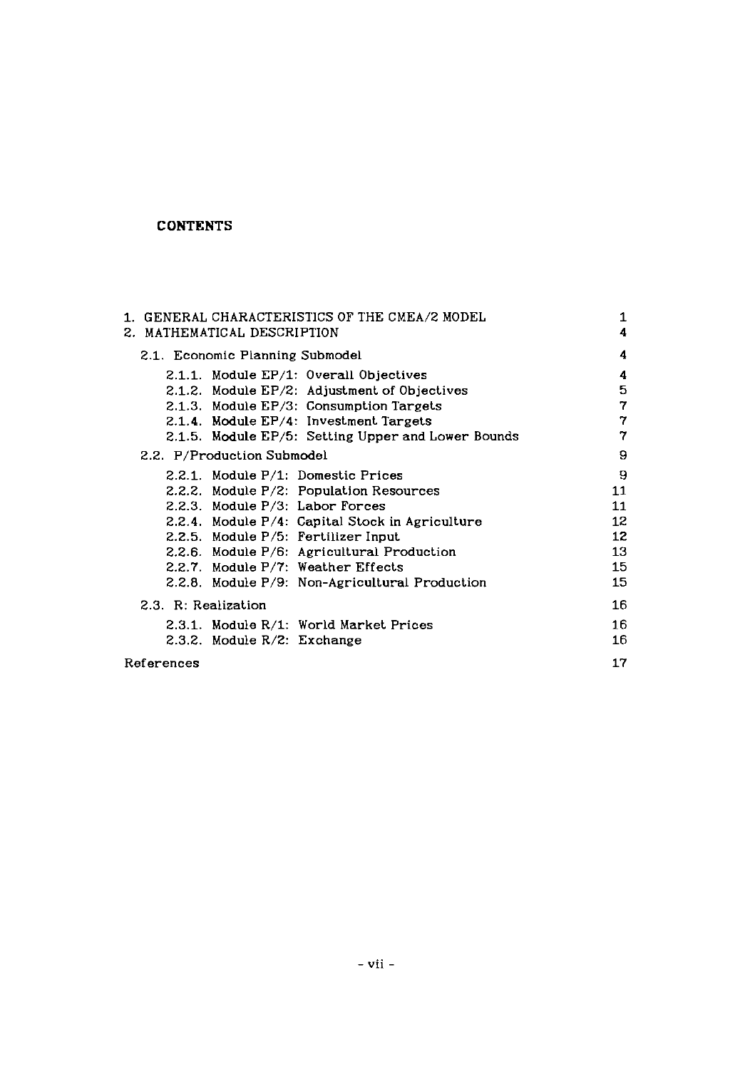## CONTENTS

| | |
|---|---|
| 1. GENERAL CHARACTERISTICS OF THE CMEA/2 MODEL | 1 |
| 2. MATHEMATICAL DESCRIPTION | 4 |
| 2.1. Economic Planning Submodel | 4 |
| 2.1.1. Module EP/1: Overall Objectives | 4 |
| 2.1.2. Module EP/2: Adjustment of Objectives | 5 |
| 2.1.3. Module EP/3: Consumption Targets | 7 |
| 2.1.4. Module EP/4: Investment Targets | 7 |
| 2.1.5. Module EP/5: Setting Upper and Lower Bounds | 7 |
| 2.2. P/Production Submodel | 9 |
| 2.2.1. Module P/1: Domestic Prices | 9 |
| 2.2.2. Module P/2: Population Resources | 11 |
| 2.2.3. Module P/3: Labor Forces | 11 |
| 2.2.4. Module P/4: Capital Stock in Agriculture | 12 |
| 2.2.5. Module P/5: Fertilizer Input | 12 |
| 2.2.6. Module P/6: Agricultural Production | 13 |
| 2.2.7. Module P/7: Weather Effects | 15 |
| 2.2.8. Module P/9: Non-Agricultural Production | 15 |
| 2.3. R: Realization | 16 |
| 2.3.1. Module R/1: World Market Prices | 16 |
| 2.3.2. Module R/2: Exchange | 16 |
| References | 17 |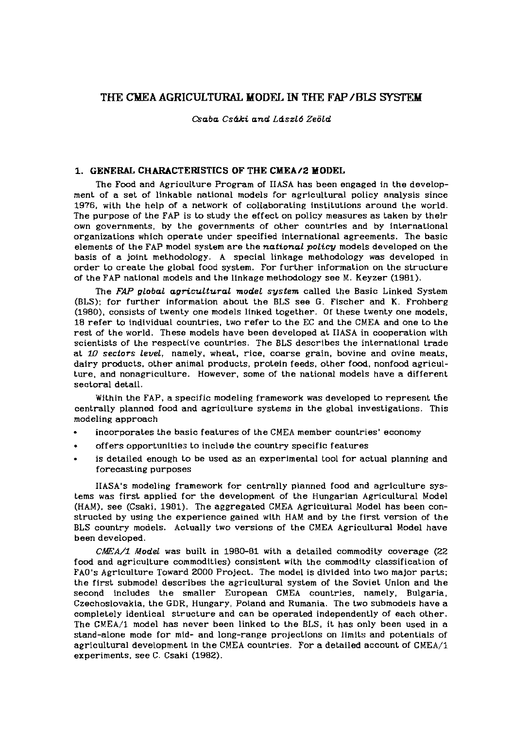# THE CMEA AGRICULTURAL MODEL IN THE FAP/BLS SYSTEM

*Csaba Csáki and László Zeöld*

## 1. GENERAL CHARACTERISTICS OF THE CMEA/2 MODEL

The Food and Agriculture Program of IIASA has been engaged in the development of a set of linkable national models for agricultural policy analysis since 1976, with the help of a network of collaborating institutions around the world. The purpose of the FAP is to study the effect on policy measures as taken by their own governments, by the governments of other countries and by international organizations which operate under specified international agreements. The basic elements of the FAP model system are the *national policy* models developed on the basis of a joint methodology. A special linkage methodology was developed in order to create the global food system. For further information on the structure of the FAP national models and the linkage methodology see M. Keyzer (1981).

The *FAP global agricultural model system* called the Basic Linked System (BLS); for further information about the BLS see G. Fischer and K. Frohberg (1980), consists of twenty one models linked together. Of these twenty one models, 18 refer to individual countries, two refer to the EC and the CMEA and one to the rest of the world. These models have been developed at IIASA in cooperation with scientists of the respective countries. The BLS describes the international trade at *10 sectors level*, namely, wheat, rice, coarse grain, bovine and ovine meats, dairy products, other animal products, protein feeds, other food, nonfood agriculture, and nonagriculture. However, some of the national models have a different sectoral detail.

Within the FAP, a specific modeling framework was developed to represent the centrally planned food and agriculture systems in the global investigations. This modeling approach

- incorporates the basic features of the CMEA member countries' economy
- offers opportunities to include the country specific features
- is detailed enough to be used as an experimental tool for actual planning and forecasting purposes

IIASA's modeling framework for centrally planned food and agriculture systems was first applied for the development of the Hungarian Agricultural Model (HAM), see (Csaki, 1981). The aggregated CMEA Agricultural Model has been constructed by using the experience gained with HAM and by the first version of the BLS country models. Actually two versions of the CMEA Agricultural Model have been developed.

*CMEA/1 Model* was built in 1980-81 with a detailed commodity coverage (22 food and agriculture commodities) consistent with the commodity classification of FAO's Agriculture Toward 2000 Project. The model is divided into two major parts; the first submodel describes the agricultural system of the Soviet Union and the second includes the smaller European CMEA countries, namely, Bulgaria, Czechoslovakia, the GDR, Hungary, Poland and Rumania. The two submodels have a completely identical structure and can be operated independently of each other. The CMEA/1 model has never been linked to the BLS, it has only been used in a stand-alone mode for mid- and long-range projections on limits and potentials of agricultural development in the CMEA countries. For a detailed account of CMEA/1 experiments, see C. Csaki (1982).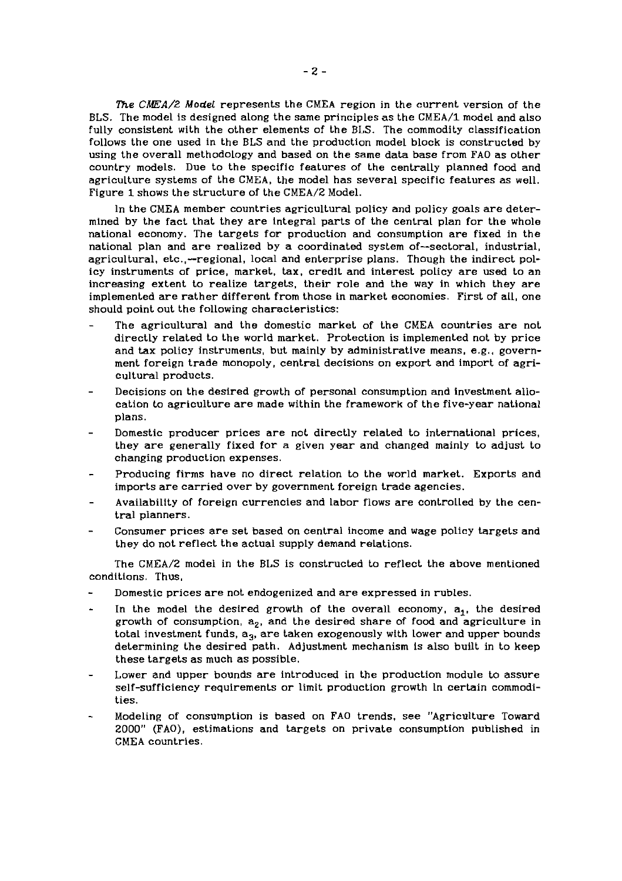*The CMEA/2 Model* represents the CMEA region in the current version of the BLS. The model is designed along the same principles as the CMEA/1 model and also fully consistent with the other elements of the BLS. The commodity classification follows the one used in the BLS and the production model block is constructed by using the overall methodology and based on the same data base from FAO as other country models. Due to the specific features of the centrally planned food and agriculture systems of the CMEA, the model has several specific features as well. Figure 1 shows the structure of the CMEA/2 Model.

In the CMEA member countries agricultural policy and policy goals are determined by the fact that they are integral parts of the central plan for the whole national economy. The targets for production and consumption are fixed in the national plan and are realized by a coordinated system of--sectoral, industrial, agricultural, etc.,--regional, local and enterprise plans. Though the indirect policy instruments of price, market, tax, credit and interest policy are used to an increasing extent to realize targets, their role and the way in which they are implemented are rather different from those in market economies. First of all, one should point out the following characteristics:

- The agricultural and the domestic market of the CMEA countries are not directly related to the world market. Protection is implemented not by price and tax policy instruments, but mainly by administrative means, e.g., government foreign trade monopoly, central decisions on export and import of agricultural products.
- Decisions on the desired growth of personal consumption and investment allocation to agriculture are made within the framework of the five-year national plans.
- Domestic producer prices are not directly related to international prices, they are generally fixed for a given year and changed mainly to adjust to changing production expenses.
- Producing firms have no direct relation to the world market. Exports and imports are carried over by government foreign trade agencies.
- Availability of foreign currencies and labor flows are controlled by the central planners.
- Consumer prices are set based on central income and wage policy targets and they do not reflect the actual supply demand relations.

The CMEA/2 model in the BLS is constructed to reflect the above mentioned conditions. Thus,

- Domestic prices are not endogenized and are expressed in rubles.
- In the model the desired growth of the overall economy, $a_1$, the desired growth of consumption, $a_2$, and the desired share of food and agriculture in total investment funds, $a_3$, are taken exogenously with lower and upper bounds determining the desired path. Adjustment mechanism is also built in to keep these targets as much as possible.
- Lower and upper bounds are introduced in the production module to assure self-sufficiency requirements or limit production growth in certain commodities.
- Modeling of consumption is based on FAO trends, see "Agriculture Toward 2000" (FAO), estimations and targets on private consumption published in CMEA countries.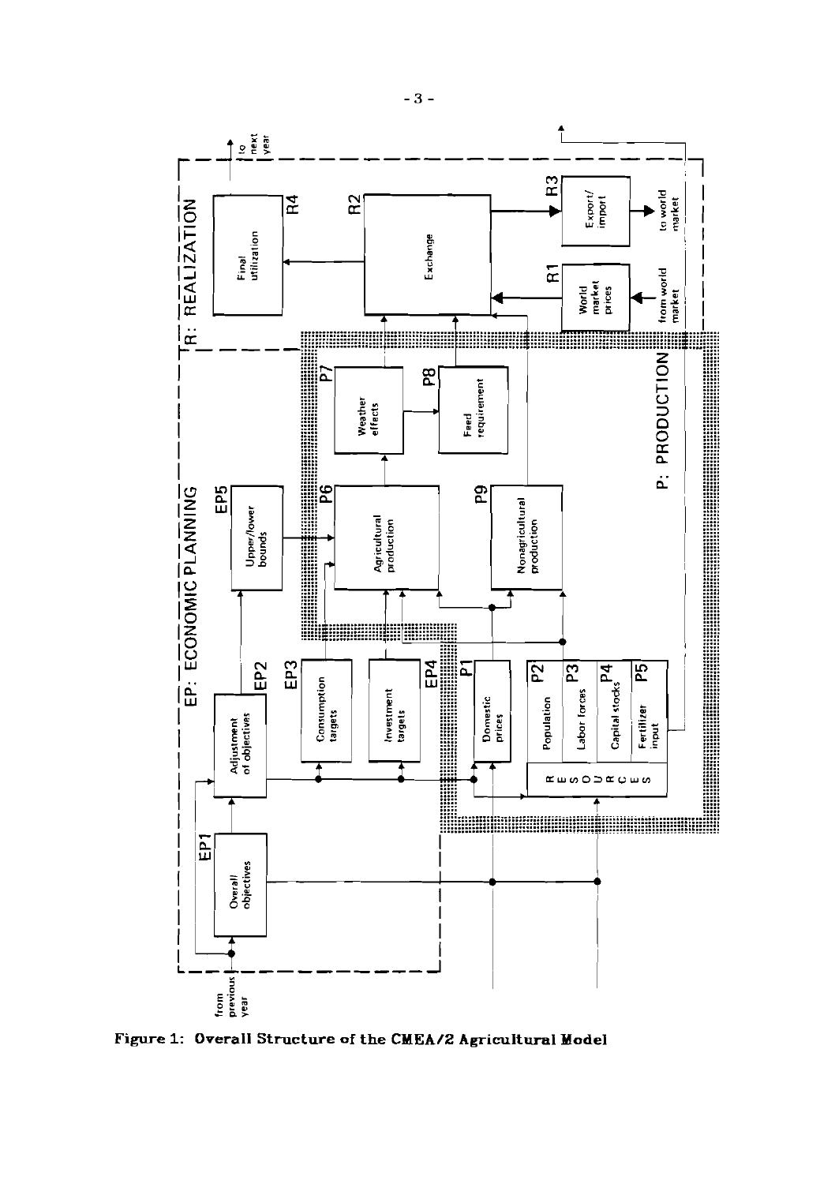Figure 1: Overall Structure of the CMEA/2 Agricultural Model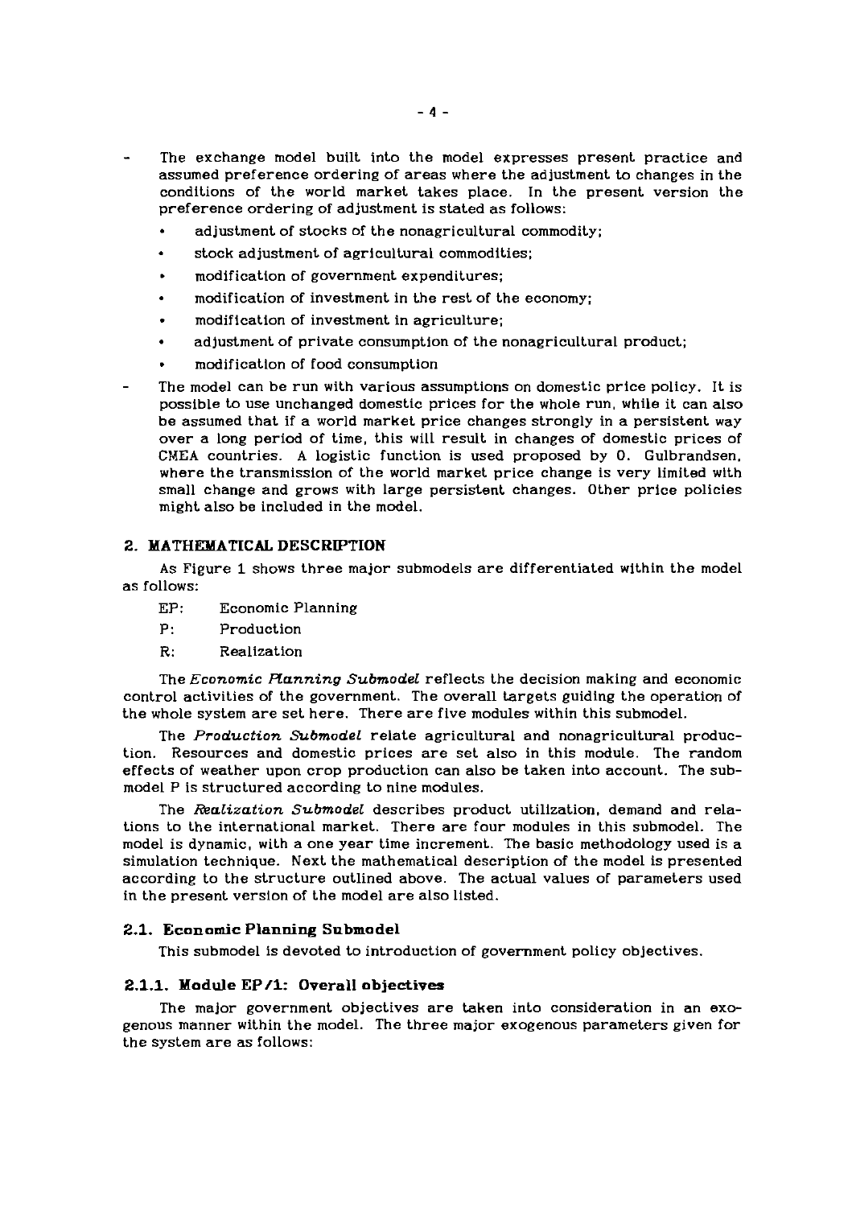- The exchange model built into the model expresses present practice and assumed preference ordering of areas where the adjustment to changes in the conditions of the world market takes place. In the present version the preference ordering of adjustment is stated as follows:
    - adjustment of stocks of the nonagricultural commodity;
    - stock adjustment of agricultural commodities;
    - modification of government expenditures;
    - modification of investment in the rest of the economy;
    - modification of investment in agriculture;
    - adjustment of private consumption of the nonagricultural product;
    - modification of food consumption
- The model can be run with various assumptions on domestic price policy. It is possible to use unchanged domestic prices for the whole run, while it can also be assumed that if a world market price changes strongly in a persistent way over a long period of time, this will result in changes of domestic prices of CMEA countries. A logistic function is used proposed by O. Gulbrandsen, where the transmission of the world market price change is very limited with small change and grows with large persistent changes. Other price policies might also be included in the model.

## 2. MATHEMATICAL DESCRIPTION

As Figure 1 shows three major submodels are differentiated within the model as follows:

EP: Economic Planning

P: Production

R: Realization

The *Economic Planning Submodel* reflects the decision making and economic control activities of the government. The overall targets guiding the operation of the whole system are set here. There are five modules within this submodel.

The *Production Submodel* relate agricultural and nonagricultural production. Resources and domestic prices are set also in this module. The random effects of weather upon crop production can also be taken into account. The submodel P is structured according to nine modules.

The *Realization Submodel* describes product utilization, demand and relations to the international market. There are four modules in this submodel. The model is dynamic, with a one year time increment. The basic methodology used is a simulation technique. Next the mathematical description of the model is presented according to the structure outlined above. The actual values of parameters used in the present version of the model are also listed.

### 2.1. Economic Planning Submodel

This submodel is devoted to introduction of government policy objectives.

#### 2.1.1. Module EP/1: Overall objectives

The major government objectives are taken into consideration in an exogenous manner within the model. The three major exogenous parameters given for the system are as follows: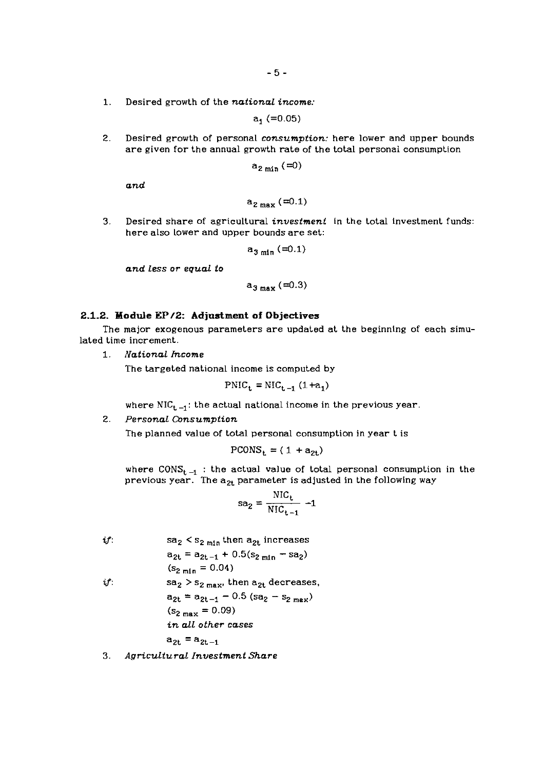1. Desired growth of the *national income:*

$$a_1\ (=0.05)$$

2. Desired growth of personal *consumption:* here lower and upper bounds are given for the annual growth rate of the total personal consumption

$$a_{2\ min}\ (=0)$$

*and*

$$a_{2\ max}\ (=0.1)$$

3. Desired share of agricultural *investment* in the total investment funds: here also lower and upper bounds are set:

$$a_{3\ min}\ (=0.1)$$

*and less or equal to*

$$a_{3\ max}\ (=0.3)$$

### 2.1.2. Module EP/2: Adjustment of Objectives

The major exogenous parameters are updated at the beginning of each simulated time increment.

1. *National Income*

   The targeted national income is computed by

$$PNIC_t = NIC_{t-1}\,(1+a_1)$$

   where $NIC_{t-1}$: the actual national income in the previous year.

2. *Personal Consumption*

   The planned value of total personal consumption in year t is

$$PCONS_t = (\,1\; + a_{2t})$$

   where $CONS_{t-1}$ : the actual value of total personal consumption in the previous year. The $a_{2t}$ parameter is adjusted in the following way

$$sa_2 = \frac{NIC_t}{NIC_{t-1}} - 1$$

*if*: $sa_2 < s_{2\ min}$ then $a_{2t}$ increases

$$a_{2t} = a_{2t-1} + 0.5(s_{2\ min} - sa_2)$$

$$(s_{2\ min} = 0.04)$$

*if*: $sa_2 > s_{2\ max}$, then $a_{2t}$ decreases,

$$a_{2t} = a_{2t-1} - 0.5\ (sa_2 - s_{2\ max})$$

$$(s_{2\ max} = 0.09)$$

*in all other cases*

$$a_{2t} = a_{2t-1}$$

3. *Agricultural Investment Share*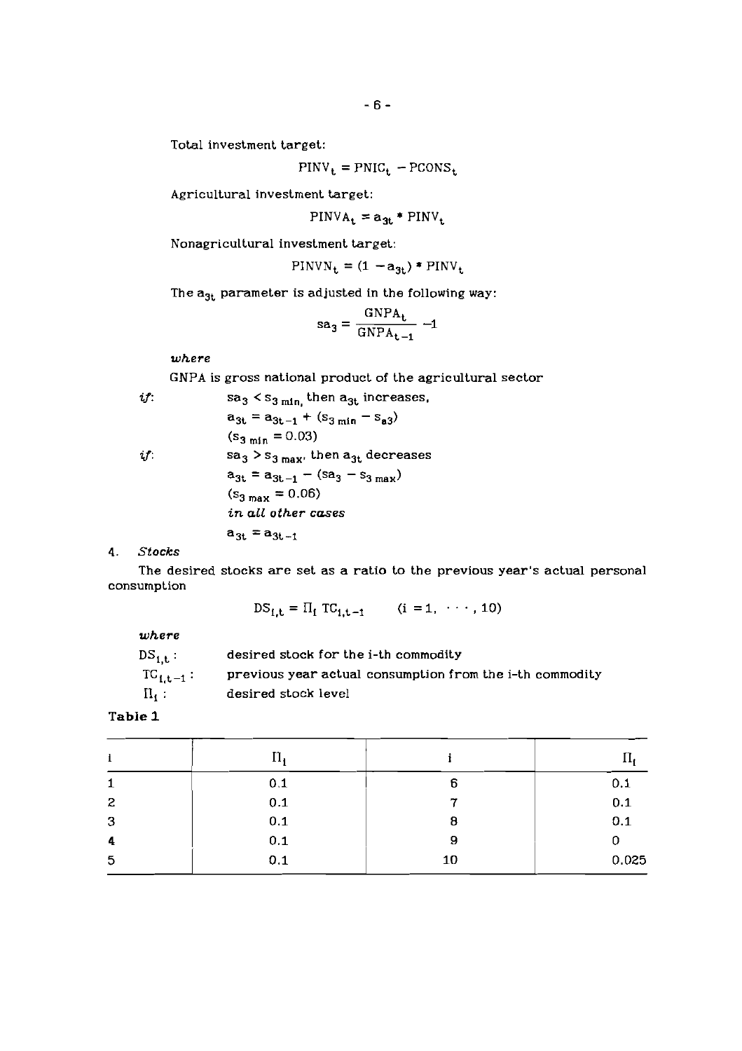Total investment target:

$$PINV_t = PNIC_t - PCONS_t$$

Agricultural investment target:

$$PINVA_t = a_{3t} * PINV_t$$

Nonagricultural investment target:

$$PINVN_t = (1 - a_{3t}) * PINV_t$$

The $a_{3t}$ parameter is adjusted in the following way:

$$sa_3 = \frac{GNPA_t}{GNPA_{t-1}} - 1$$

*where*

GNPA is gross national product of the agricultural sector

*if*: $sa_3 < s_{3\,min}$, then $a_{3t}$ increases,

$$a_{3t} = a_{3t-1} + (s_{3\,min} - s_{a3})$$

$$(s_{3\,min} = 0.03)$$

*if*: $sa_3 > s_{3\,max}$, then $a_{3t}$ decreases

$$a_{3t} = a_{3t-1} - (sa_3 - s_{3\,max})$$

$$(s_{3\,max} = 0.06)$$

*in all other cases*

$$a_{3t} = a_{3t-1}$$

4. *Stocks*

The desired stocks are set as a ratio to the previous year's actual personal consumption

$$DS_{i,t} = \Pi_i \, TC_{i,t-1} \qquad (i = 1, \cdots, 10)$$

*where*

$DS_{i,t}$ : desired stock for the i-th commodity

$TC_{i,t-1}$ : previous year actual consumption from the i-th commodity

$\Pi_i$ : desired stock level

**Table 1**

| i | $\Pi_i$ | i | $\Pi_i$ |
|---|---|---|---|
| 1 | 0.1 | 6 | 0.1 |
| 2 | 0.1 | 7 | 0.1 |
| 3 | 0.1 | 8 | 0.1 |
| 4 | 0.1 | 9 | 0 |
| 5 | 0.1 | 10 | 0.025 |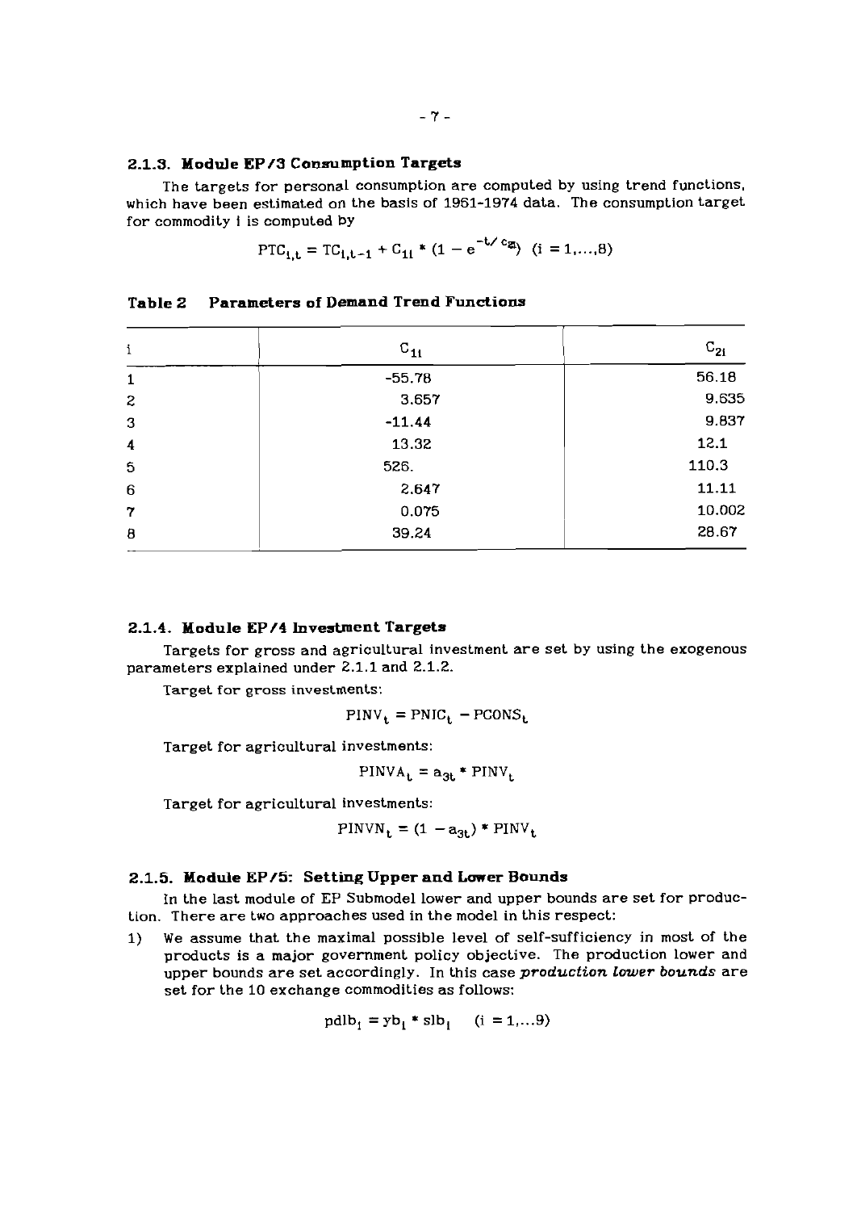### 2.1.3. Module EP/3 Consumption Targets

The targets for personal consumption are computed by using trend functions, which have been estimated on the basis of 1961-1974 data. The consumption target for commodity i is computed by

$$PTC_{i,t} = TC_{i,t-1} + C_{1i} * (1 - e^{-t/c_{2i}}) \quad (i = 1,\ldots,8)$$

**Table 2 Parameters of Demand Trend Functions**

| i | $C_{1i}$ | $C_{2i}$ |
|---|---|---|
| 1 | -55.78 | 56.18 |
| 2 | 3.657 | 9.635 |
| 3 | -11.44 | 9.837 |
| 4 | 13.32 | 12.1 |
| 5 | 526. | 110.3 |
| 6 | 2.647 | 11.11 |
| 7 | 0.075 | 10.002 |
| 8 | 39.24 | 28.67 |

### 2.1.4. Module EP/4 Investment Targets

Targets for gross and agricultural investment are set by using the exogenous parameters explained under 2.1.1 and 2.1.2.

Target for gross investments:

$$PINV_t = PNIC_t - PCONS_t$$

Target for agricultural investments:

$$PINVA_t = a_{3t} * PINV_t$$

Target for agricultural investments:

$$PINVN_t = (1 - a_{3t}) * PINV_t$$

### 2.1.5. Module EP/5: Setting Upper and Lower Bounds

In the last module of EP Submodel lower and upper bounds are set for production. There are two approaches used in the model in this respect:

1) We assume that the maximal possible level of self-sufficiency in most of the products is a major government policy objective. The production lower and upper bounds are set accordingly. In this case *production lower bounds* are set for the 10 exchange commodities as follows:

$$pdlb_i = yb_i * slb_i \quad (i = 1,\ldots 9)$$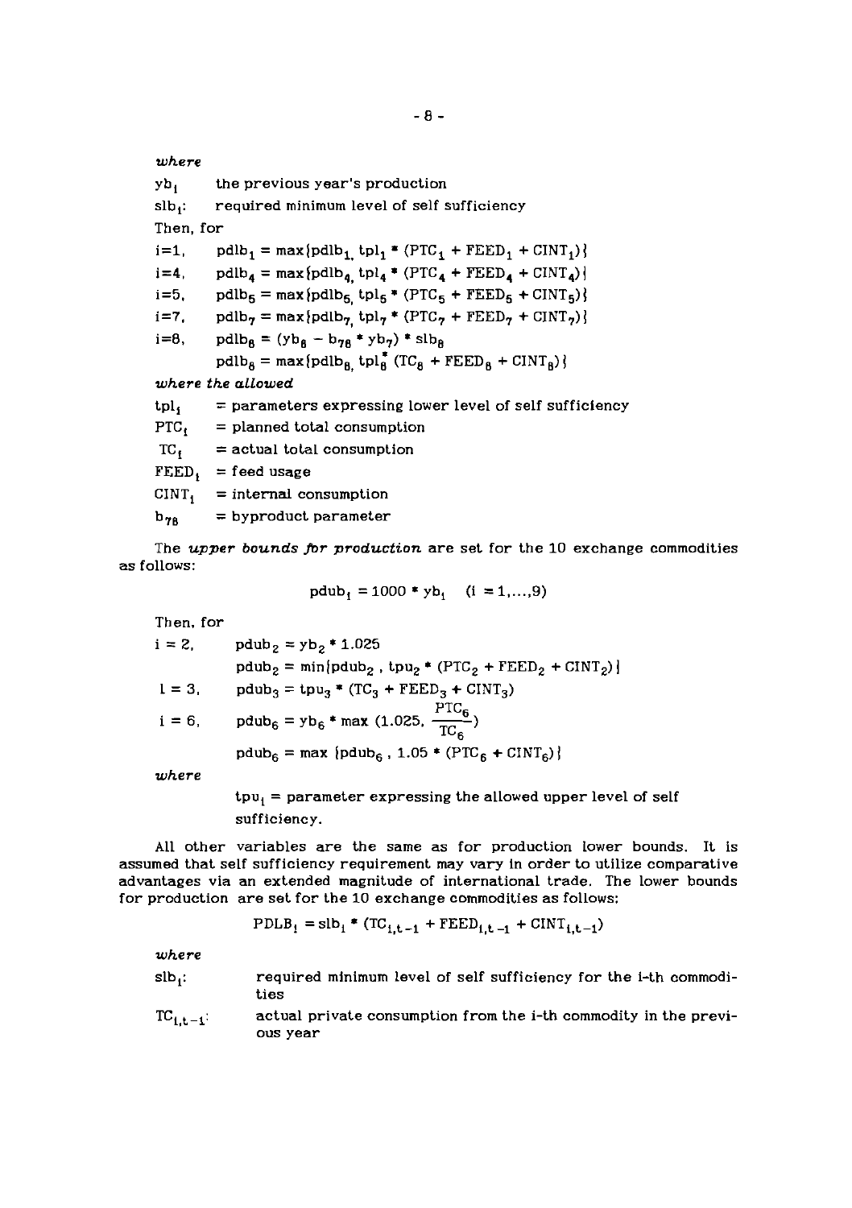*where*

$yb_i$ the previous year's production

$slb_i$: required minimum level of self sufficiency

Then, for

$i=1,\quad pdlb_1 = \max\{pdlb_1, tpl_1 * (PTC_1 + FEED_1 + CINT_1)\}$

$i=4,\quad pdlb_4 = \max\{pdlb_4, tpl_4 * (PTC_4 + FEED_4 + CINT_4)\}$

$i=5,\quad pdlb_5 = \max\{pdlb_5, tpl_5 * (PTC_5 + FEED_5 + CINT_5)\}$

$i=7,\quad pdlb_7 = \max\{pdlb_7, tpl_7 * (PTC_7 + FEED_7 + CINT_7)\}$

$i=8,\quad pdlb_8 = (yb_8 - b_{78} * yb_7) * slb_8$

$\qquad\quad pdlb_8 = \max\{pdlb_8, tpl_8^* (TC_8 + FEED_8 + CINT_8)\}$

*where the allowed*

$tpl_i$ = parameters expressing lower level of self sufficiency

$PTC_i$ = planned total consumption

$TC_i$ = actual total consumption

$FEED_i$ = feed usage

$CINT_i$ = internal consumption

$b_{78}$ = byproduct parameter

The *upper bounds for production* are set for the 10 exchange commodities as follows:

$$pdub_i = 1000 * yb_i \quad (i = 1,...,9)$$

Then, for

$i = 2,\quad pdub_2 = yb_2 * 1.025$

$\qquad\quad pdub_2 = \min\{pdub_2, tpu_2 * (PTC_2 + FEED_2 + CINT_2)\}$

$i = 3,\quad pdub_3 = tpu_3 * (TC_3 + FEED_3 + CINT_3)$

$i = 6,\quad pdub_6 = yb_6 * \max(1.025, \frac{PTC_6}{TC_6})$

$\qquad\quad pdub_6 = \max\{pdub_6, 1.05 * (PTC_6 + CINT_6)\}$

*where*

$tpu_i$ = parameter expressing the allowed upper level of self sufficiency.

All other variables are the same as for production lower bounds. It is assumed that self sufficiency requirement may vary in order to utilize comparative advantages via an extended magnitude of international trade. The lower bounds for production are set for the 10 exchange commodities as follows:

$$PDLB_i = slb_i * (TC_{i,t-1} + FEED_{i,t-1} + CINT_{i,t-1})$$

*where*

$slb_i$: required minimum level of self sufficiency for the i-th commodities

$TC_{i,t-1}$: actual private consumption from the i-th commodity in the previous year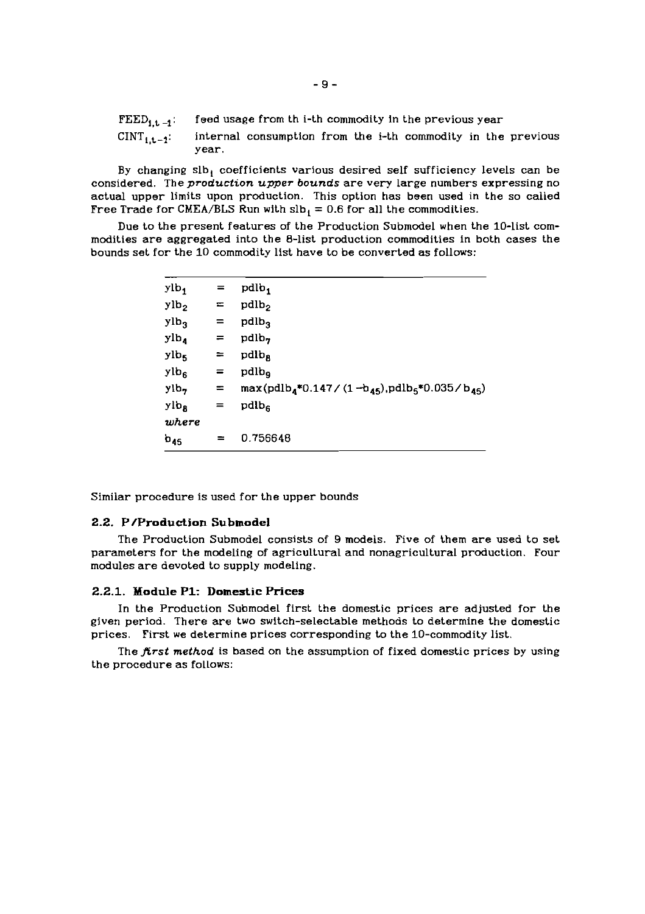$FEED_{i,t-1}$: feed usage from th i-th commodity in the previous year

$CINT_{i,t-1}$: internal consumption from the i-th commodity in the previous year.

By changing $slb_i$ coefficients various desired self sufficiency levels can be considered. The *production upper bounds* are very large numbers expressing no actual upper limits upon production. This option has been used in the so called Free Trade for CMEA/BLS Run with $slb_i = 0.6$ for all the commodities.

Due to the present features of the Production Submodel when the 10-list commodities are aggregated into the 8-list production commodities in both cases the bounds set for the 10 commodity list have to be converted as follows:

| | | |
|---|---|---|
| $ylb_1$ | = | $pdlb_1$ |
| $ylb_2$ | = | $pdlb_2$ |
| $ylb_3$ | = | $pdlb_3$ |
| $ylb_4$ | = | $pdlb_7$ |
| $ylb_5$ | = | $pdlb_8$ |
| $ylb_6$ | = | $pdlb_9$ |
| $ylb_7$ | = | $\max(pdlb_4 * 0.147/(1-b_{45}), pdlb_5 * 0.035/b_{45})$ |
| $ylb_8$ | = | $pdlb_6$ |
| *where* | | |
| $b_{45}$ | = | 0.756648 |

Similar procedure is used for the upper bounds

### 2.2. P/Production Submodel

The Production Submodel consists of 9 models. Five of them are used to set parameters for the modeling of agricultural and nonagricultural production. Four modules are devoted to supply modeling.

#### 2.2.1. Module P1: Domestic Prices

In the Production Submodel first the domestic prices are adjusted for the given period. There are two switch-selectable methods to determine the domestic prices. First we determine prices corresponding to the 10-commodity list.

The *first method* is based on the assumption of fixed domestic prices by using the procedure as follows: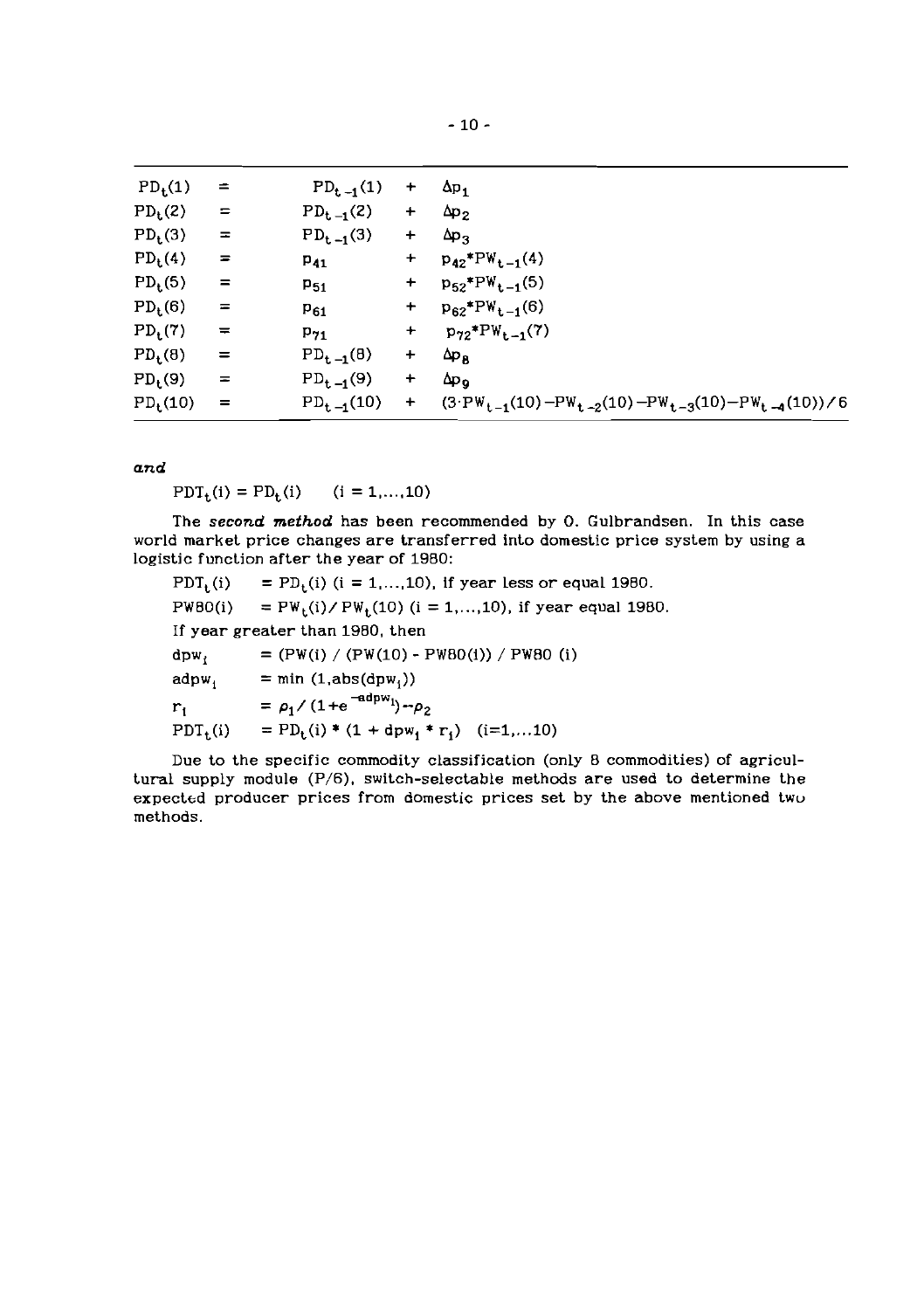| | | | | |
|---|---|---|---|---|
| $PD_t(1)$ | = | $PD_{t-1}(1)$ | + | $\Delta p_1$ |
| $PD_t(2)$ | = | $PD_{t-1}(2)$ | + | $\Delta p_2$ |
| $PD_t(3)$ | = | $PD_{t-1}(3)$ | + | $\Delta p_3$ |
| $PD_t(4)$ | = | $p_{41}$ | + | $p_{42} * PW_{t-1}(4)$ |
| $PD_t(5)$ | = | $p_{51}$ | + | $p_{52} * PW_{t-1}(5)$ |
| $PD_t(6)$ | = | $p_{61}$ | + | $p_{62} * PW_{t-1}(6)$ |
| $PD_t(7)$ | = | $p_{71}$ | + | $p_{72} * PW_{t-1}(7)$ |
| $PD_t(8)$ | = | $PD_{t-1}(8)$ | + | $\Delta p_8$ |
| $PD_t(9)$ | = | $PD_{t-1}(9)$ | + | $\Delta p_9$ |
| $PD_t(10)$ | = | $PD_{t-1}(10)$ | + | $(3 \cdot PW_{t-1}(10) - PW_{t-2}(10) - PW_{t-3}(10) - PW_{t-4}(10))/6$ |

*and*

$$PDT_t(i) = PD_t(i) \qquad (i = 1, \ldots, 10)$$

The *second method* has been recommended by O. Gulbrandsen. In this case world market price changes are transferred into domestic price system by using a logistic function after the year of 1980:

$PDT_t(i) \quad = PD_t(i)$ $(i = 1, \ldots, 10)$, if year less or equal 1980.

$PW80(i) \quad = PW_t(i) / PW_t(10)$ $(i = 1, \ldots, 10)$, if year equal 1980.

If year greater than 1980, then

$dpw_i \quad = (PW(i) / (PW(10) - PW80(i)) / PW80(i)$

$adpw_i \quad = \min(1, \mathrm{abs}(dpw_i))$

$r_i \quad = \rho_1 / (1 + e^{-adpw_i}) - \rho_2$

$PDT_t(i) \quad = PD_t(i) * (1 + dpw_i * r_i) \quad (i=1, \ldots 10)$

Due to the specific commodity classification (only 8 commodities) of agricultural supply module (P/6), switch-selectable methods are used to determine the expected producer prices from domestic prices set by the above mentioned two methods.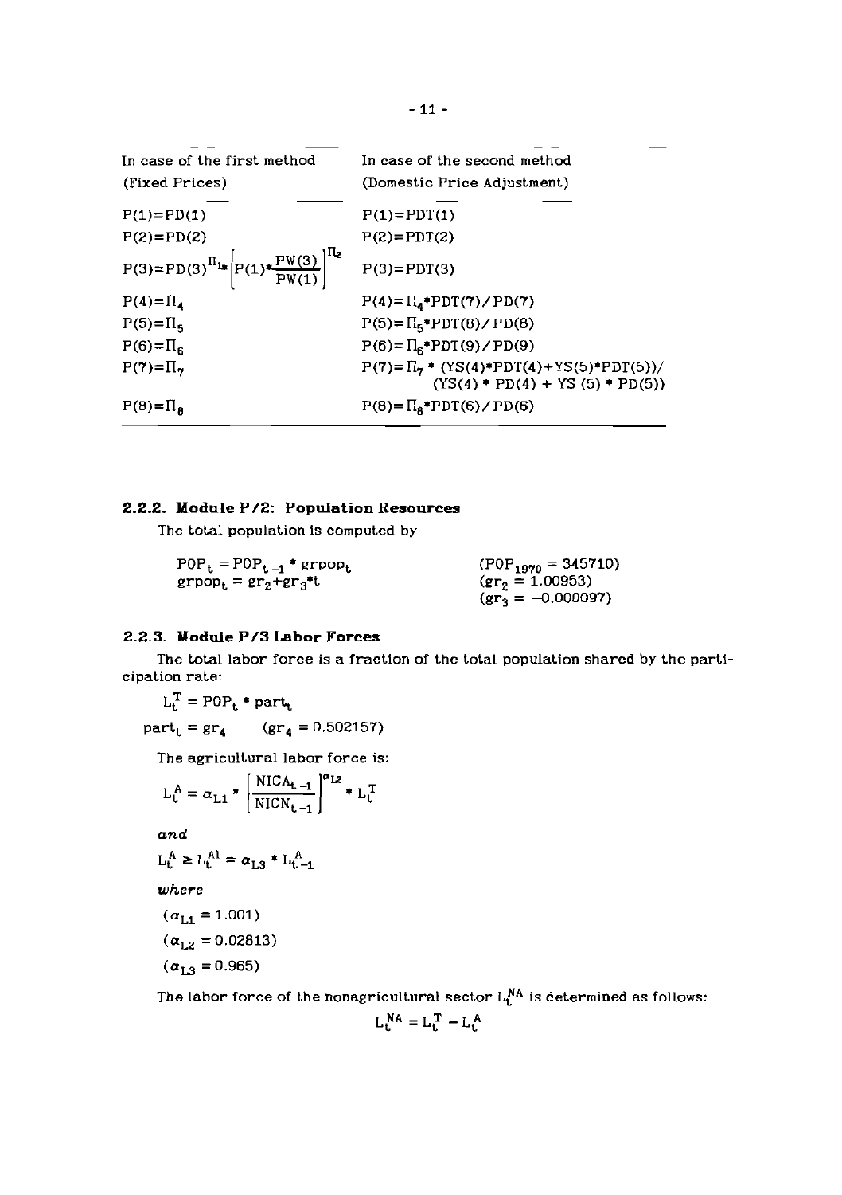| In case of the first method (Fixed Prices) | In case of the second method (Domestic Price Adjustment) |
|---|---|
| $P(1)=PD(1)$ | $P(1)=PDT(1)$ |
| $P(2)=PD(2)$ | $P(2)=PDT(2)$ |
| $P(3)=PD(3)^{\Pi_{1*}}\left[P(1)*\frac{PW(3)}{PW(1)}\right]^{\Pi_2}$ | $P(3)=PDT(3)$ |
| $P(4)=\Pi_4$ | $P(4)=\Pi_4*PDT(7)/PD(7)$ |
| $P(5)=\Pi_5$ | $P(5)=\Pi_5*PDT(8)/PD(8)$ |
| $P(6)=\Pi_6$ | $P(6)=\Pi_6*PDT(9)/PD(9)$ |
| $P(7)=\Pi_7$ | $P(7)=\Pi_7 * (YS(4)*PDT(4)+YS(5)*PDT(5))/(YS(4) * PD(4) + YS(5) * PD(5))$ |
| $P(8)=\Pi_8$ | $P(8)=\Pi_8*PDT(6)/PD(6)$ |

### 2.2.2. Module P/2: Population Resources

The total population is computed by

$$POP_t = POP_{t-1} * grpop_t \qquad (POP_{1970} = 345710)$$

$$grpop_t = gr_2 + gr_3 * t \qquad (gr_2 = 1.00953) \quad (gr_3 = -0.000097)$$

### 2.2.3. Module P/3 Labor Forces

The total labor force is a fraction of the total population shared by the participation rate:

$$L_t^T = POP_t * part_t$$

$$part_t = gr_4 \qquad (gr_4 = 0.502157)$$

The agricultural labor force is:

$$L_t^A = \alpha_{L1} * \left[\frac{NICA_{t-1}}{NICN_{t-1}}\right]^{\alpha_{L2}} * L_t^T$$

*and*

$$L_t^A \geq L_t^{Al} = \alpha_{L3} * L_{t-1}^A$$

*where*

$(\alpha_{L1} = 1.001)$

$(\alpha_{L2} = 0.02813)$

$(\alpha_{L3} = 0.965)$

The labor force of the nonagricultural sector $L_t^{NA}$ is determined as follows:

$$L_t^{NA} = L_t^T - L_t^A$$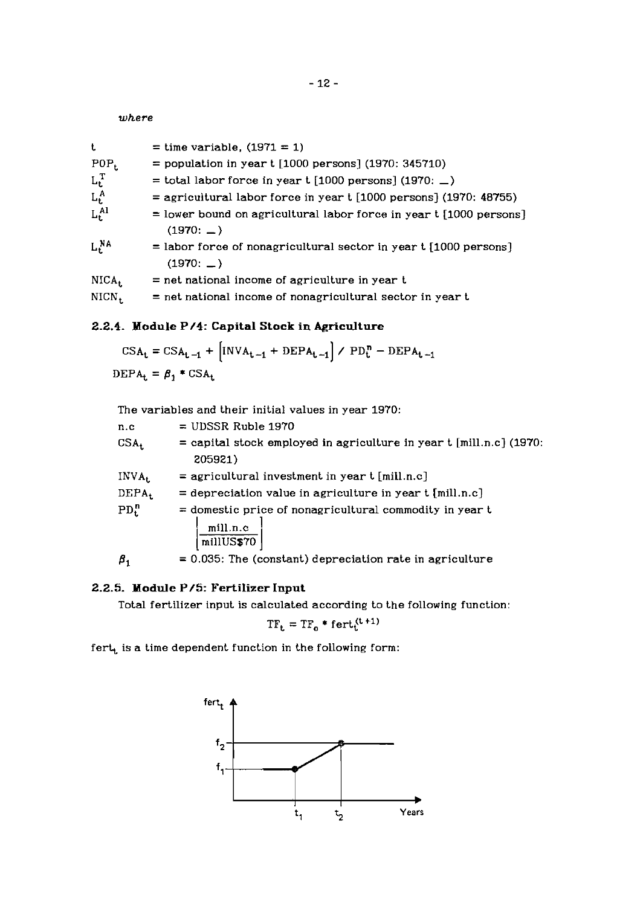*where*

| | |
|---|---|
| $t$ | = time variable, (1971 = 1) |
| $POP_t$ | = population in year t [1000 persons] (1970: 345710) |
| $L_t^T$ | = total labor force in year t [1000 persons] (1970: _) |
| $L_t^A$ | = agricultural labor force in year t [1000 persons] (1970: 48755) |
| $L_t^{Al}$ | = lower bound on agricultural labor force in year t [1000 persons] (1970: _) |
| $L_t^{NA}$ | = labor force of nonagricultural sector in year t [1000 persons] (1970: _) |
| $NICA_t$ | = net national income of agriculture in year t |
| $NICN_t$ | = net national income of nonagricultural sector in year t |

### 2.2.4. Module P/4: Capital Stock in Agriculture

$$CSA_t = CSA_{t-1} + \left[INVA_{t-1} + DEPA_{t-1}\right] / PD_t^n - DEPA_{t-1}$$

$$DEPA_t = \beta_1 * CSA_t$$

The variables and their initial values in year 1970:

| | |
|---|---|
| n.c | = UDSSR Ruble 1970 |
| $CSA_t$ | = capital stock employed in agriculture in year t [mill.n.c] (1970: 205921) |
| $INVA_t$ | = agricultural investment in year t [mill.n.c] |
| $DEPA_t$ | = depreciation value in agriculture in year t [mill.n.c] |
| $PD_t^n$ | = domestic price of nonagricultural commodity in year t $\left[\frac{\text{mill.n.c}}{\text{millUS\$70}}\right]$ |
| $\beta_1$ | = 0.035: The (constant) depreciation rate in agriculture |

### 2.2.5. Module P/5: Fertilizer Input

Total fertilizer input is calculated according to the following function:

$$TF_t = TF_o * fert_t^{(t+1)}$$

$fert_t$ is a time dependent function in the following form: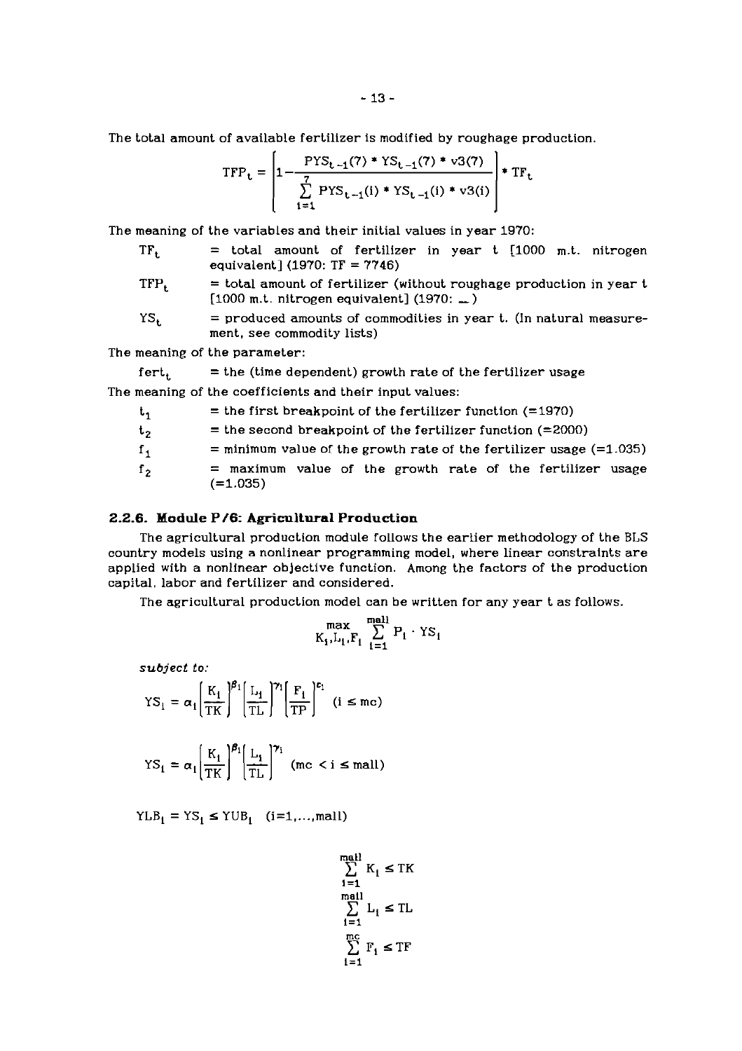The total amount of available fertilizer is modified by roughage production.

$$TFP_t = \left[ 1 - \frac{PYS_{t-1}(7) * YS_{t-1}(7) * v3(7)}{\sum_{i=1}^{7} PYS_{t-1}(i) * YS_{t-1}(i) * v3(i)} \right] * TF_t$$

The meaning of the variables and their initial values in year 1970:

- $TF_t$ = total amount of fertilizer in year t [1000 m.t. nitrogen equivalent] (1970: TF = 7746)
- $TFP_t$ = total amount of fertilizer (without roughage production in year t [1000 m.t. nitrogen equivalent] (1970: __)
- $YS_t$ = produced amounts of commodities in year t. (In natural measurement, see commodity lists)

The meaning of the parameter:

- $fert_t$ = the (time dependent) growth rate of the fertilizer usage

The meaning of the coefficients and their input values:

- $t_1$ = the first breakpoint of the fertilizer function (=1970)
- $t_2$ = the second breakpoint of the fertilizer function (=2000)
- $f_1$ = minimum value of the growth rate of the fertilizer usage (=1.035)
- $f_2$ = maximum value of the growth rate of the fertilizer usage (=1.035)

### 2.2.6. Module P/6: Agricultural Production

The agricultural production module follows the earlier methodology of the BLS country models using a nonlinear programming model, where linear constraints are applied with a nonlinear objective function. Among the factors of the production capital, labor and fertilizer and considered.

The agricultural production model can be written for any year t as follows.

$$\max_{K_i, L_i, F_i} \sum_{i=1}^{mall} P_i \cdot YS_i$$

*subject to:*

$$YS_i = \alpha_i \left( \frac{K_i}{TK} \right)^{\beta_i} \left( \frac{L_i}{TL} \right)^{\gamma_i} \left( \frac{F_i}{TP} \right)^{\epsilon_i} \quad (i \leq mc)$$

$$YS_i = \alpha_i \left( \frac{K_i}{TK} \right)^{\beta_i} \left( \frac{L_i}{TL} \right)^{\gamma_i} \quad (mc < i \leq mall)$$

$$YLB_i = YS_i \leq YUB_i \quad (i=1,\ldots,mall)$$

$$\sum_{i=1}^{mall} K_i \leq TK$$

$$\sum_{i=1}^{mall} L_i \leq TL$$

$$\sum_{i=1}^{mc} F_i \leq TF$$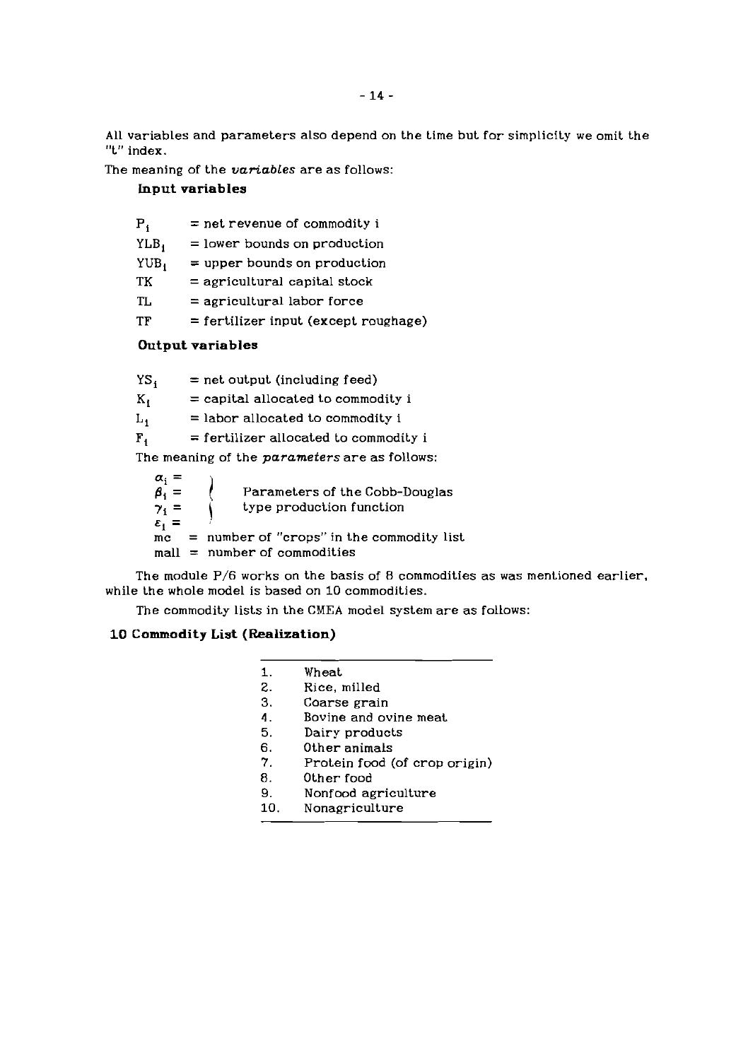All variables and parameters also depend on the time but for simplicity we omit the "t" index.

The meaning of the *variables* are as follows:

**Input variables**

| | |
|---|---|
| $P_i$ | = net revenue of commodity i |
| $YLB_i$ | = lower bounds on production |
| $YUB_i$ | = upper bounds on production |
| TK | = agricultural capital stock |
| TL | = agricultural labor force |
| TF | = fertilizer input (except roughage) |

**Output variables**

| | |
|---|---|
| $YS_i$ | = net output (including feed) |
| $K_i$ | = capital allocated to commodity i |
| $L_i$ | = labor allocated to commodity i |
| $F_i$ | = fertilizer allocated to commodity i |

The meaning of the *parameters* are as follows:

$\alpha_i$ =, $\beta_i$ =, $\gamma_i$ =, $\varepsilon_i$ = Parameters of the Cobb-Douglas type production function

mc = number of "crops" in the commodity list

mall = number of commodities

The module P/6 works on the basis of 8 commodities as was mentioned earlier, while the whole model is based on 10 commodities.

The commodity lists in the CMEA model system are as follows:

**10 Commodity List (Realization)**

1. Wheat
2. Rice, milled
3. Coarse grain
4. Bovine and ovine meat
5. Dairy products
6. Other animals
7. Protein food (of crop origin)
8. Other food
9. Nonfood agriculture
10. Nonagriculture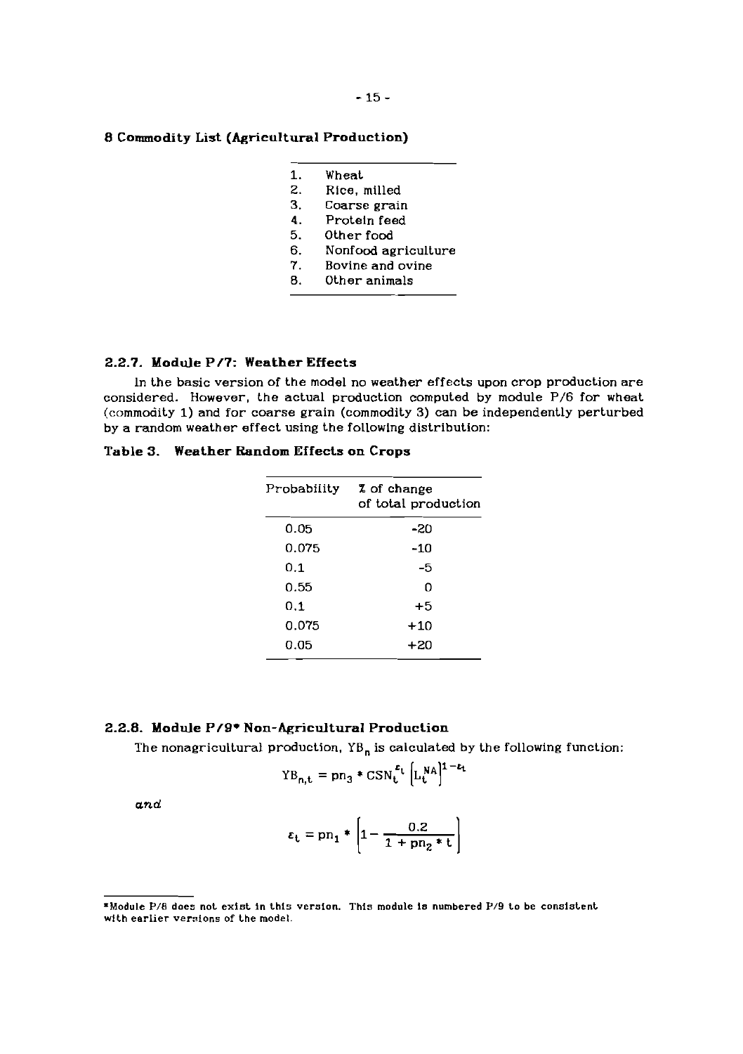## 8 Commodity List (Agricultural Production)

| | |
|---|---|
| 1. | Wheat |
| 2. | Rice, milled |
| 3. | Coarse grain |
| 4. | Protein feed |
| 5. | Other food |
| 6. | Nonfood agriculture |
| 7. | Bovine and ovine |
| 8. | Other animals |

### 2.2.7. Module P/7: Weather Effects

In the basic version of the model no weather effects upon crop production are considered. However, the actual production computed by module P/6 for wheat (commodity 1) and for coarse grain (commodity 3) can be independently perturbed by a random weather effect using the following distribution:

**Table 3. Weather Random Effects on Crops**

| Probability | % of change of total production |
|---|---|
| 0.05 | -20 |
| 0.075 | -10 |
| 0.1 | -5 |
| 0.55 | 0 |
| 0.1 | +5 |
| 0.075 | +10 |
| 0.05 | +20 |

### 2.2.8. Module P/9* Non-Agricultural Production

The nonagricultural production, $YB_n$ is calculated by the following function:

$$YB_{n,t} = pn_3 * CSN_t^{\varepsilon_t} \left[L_t^{NA}\right]^{1-\varepsilon_t}$$

*and*

$$\varepsilon_t = pn_1 * \left[1 - \frac{0.2}{1 + pn_2 * t}\right]$$

*Module P/8 does not exist in this version. This module is numbered P/9 to be consistent with earlier versions of the model.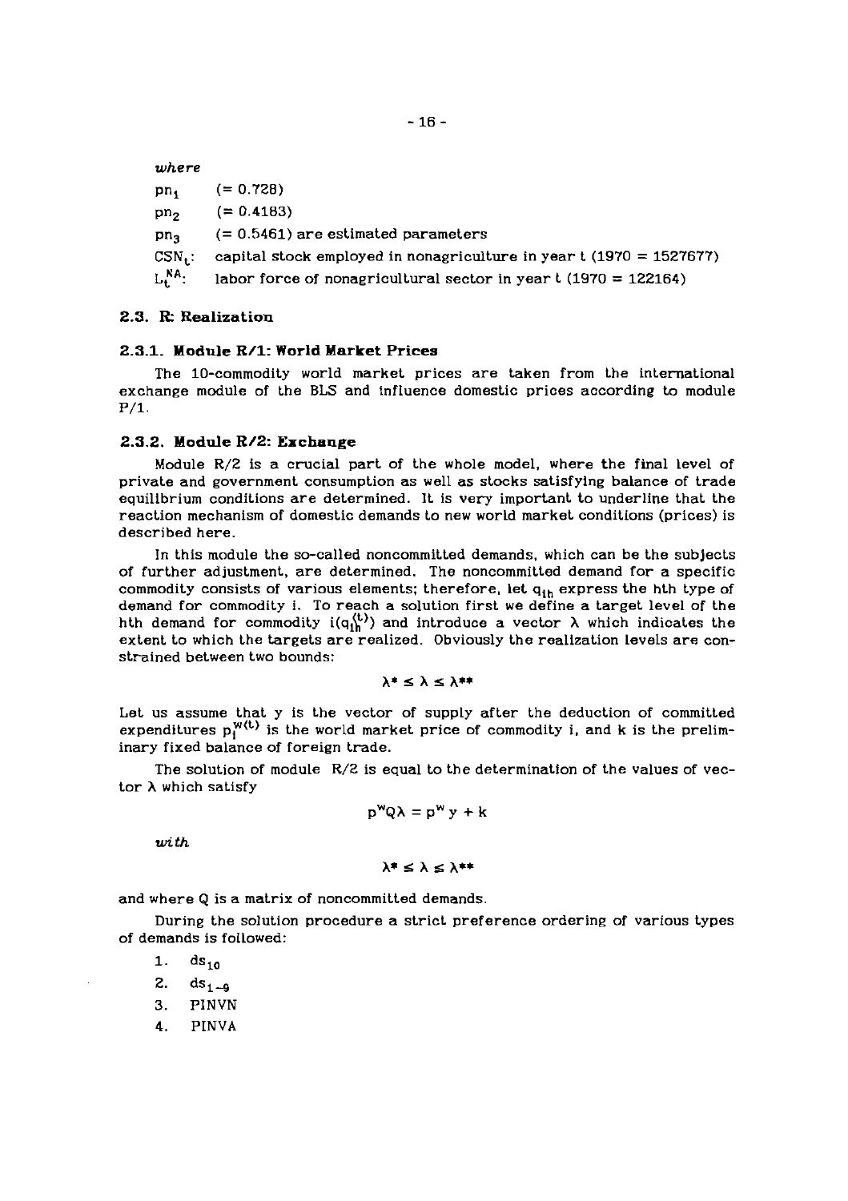*where*

$pn_1$ (= 0.728)

$pn_2$ (= 0.4183)

$pn_3$ (= 0.5461) are estimated parameters

$CSN_t$: capital stock employed in nonagriculture in year t (1970 = 1527677)

$L_t^{NA}$: labor force of nonagricultural sector in year t (1970 = 122164)

### 2.3. R: Realization

#### 2.3.1. Module R/1: World Market Prices

The 10-commodity world market prices are taken from the international exchange module of the BLS and influence domestic prices according to module P/1.

#### 2.3.2. Module R/2: Exchange

Module R/2 is a crucial part of the whole model, where the final level of private and government consumption as well as stocks satisfying balance of trade equilibrium conditions are determined. It is very important to underline that the reaction mechanism of domestic demands to new world market conditions (prices) is described here.

In this module the so-called noncommitted demands, which can be the subjects of further adjustment, are determined. The noncommitted demand for a specific commodity consists of various elements; therefore, let $q_{ih}$ express the hth type of demand for commodity i. To reach a solution first we define a target level of the hth demand for commodity $i(q_{ih}^{(t)})$ and introduce a vector $\lambda$ which indicates the extent to which the targets are realized. Obviously the realization levels are constrained between two bounds:

$$\lambda^* \leq \lambda \leq \lambda^{**}$$

Let us assume that y is the vector of supply after the deduction of committed expenditures $p_i^{w(t)}$ is the world market price of commodity i, and k is the preliminary fixed balance of foreign trade.

The solution of module R/2 is equal to the determination of the values of vector $\lambda$ which satisfy

$$p^w Q \lambda = p^w y + k$$

*with*

$$\lambda^* \leq \lambda \leq \lambda^{**}$$

and where Q is a matrix of noncommitted demands.

During the solution procedure a strict preference ordering of various types of demands is followed:

1. $ds_{10}$
2. $ds_{1-9}$
3. PINVN
4. PINVA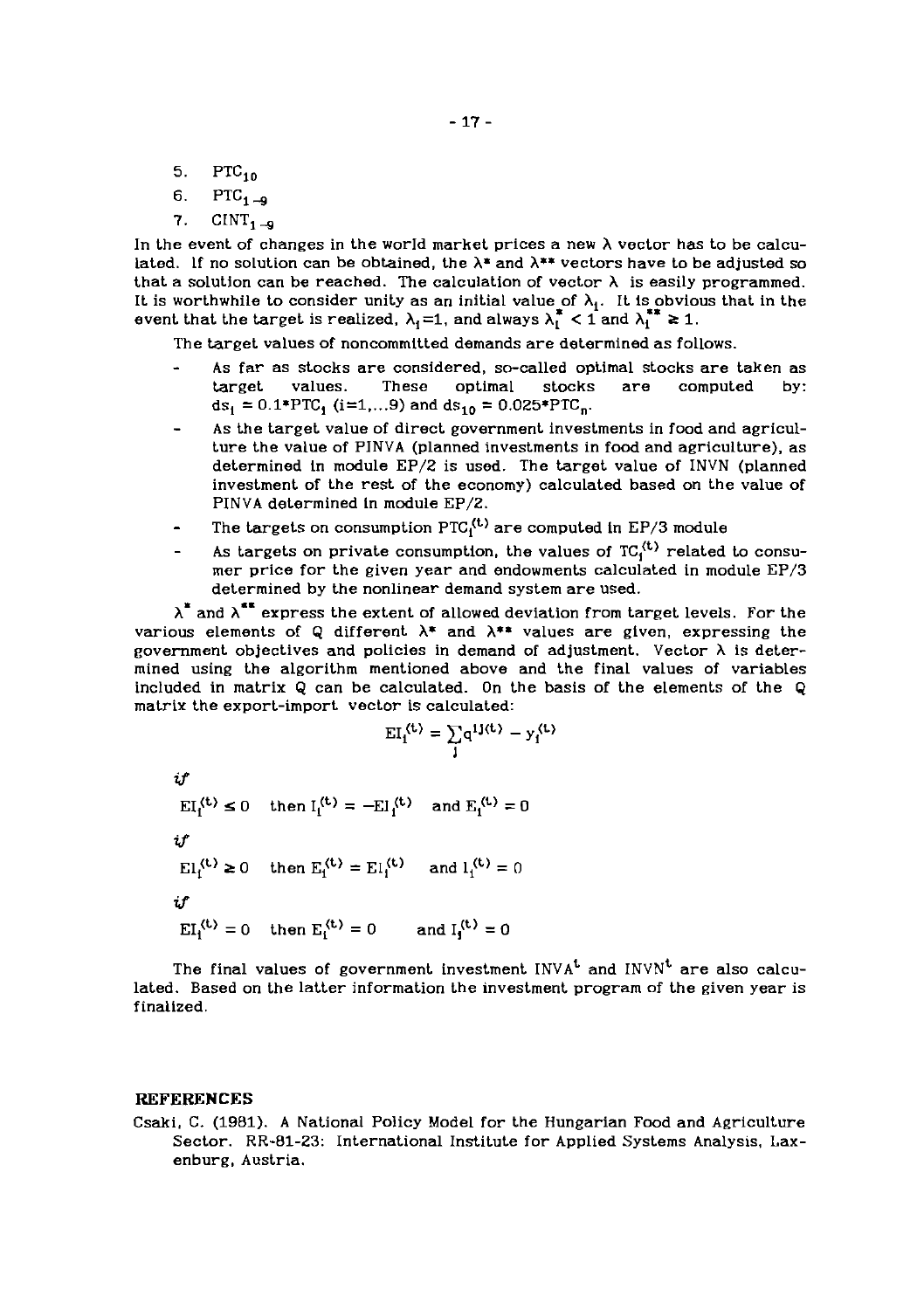5. $PTC_{10}$
6. $PTC_{1-9}$
7. $CINT_{1-9}$

In the event of changes in the world market prices a new $\lambda$ vector has to be calculated. If no solution can be obtained, the $\lambda^*$ and $\lambda^{**}$ vectors have to be adjusted so that a solution can be reached. The calculation of vector $\lambda$ is easily programmed. It is worthwhile to consider unity as an initial value of $\lambda_i$. It is obvious that in the event that the target is realized, $\lambda_i=1$, and always $\lambda_i^* < 1$ and $\lambda_i^{**} \geq 1$.

The target values of noncommitted demands are determined as follows.

- As far as stocks are considered, so-called optimal stocks are taken as target values. These optimal stocks are computed by: $ds_i = 0.1*PTC_i$ $(i=1,...9)$ and $ds_{10} = 0.025*PTC_n$.
- As the target value of direct government investments in food and agriculture the value of PINVA (planned investments in food and agriculture), as determined in module EP/2 is used. The target value of INVN (planned investment of the rest of the economy) calculated based on the value of PINVA determined in module EP/2.
- The targets on consumption $PTC_i^{(t)}$ are computed in EP/3 module
- As targets on private consumption, the values of $TC_i^{(t)}$ related to consumer price for the given year and endowments calculated in module EP/3 determined by the nonlinear demand system are used.

$\lambda^*$ and $\lambda^{**}$ express the extent of allowed deviation from target levels. For the various elements of Q different $\lambda^*$ and $\lambda^{**}$ values are given, expressing the government objectives and policies in demand of adjustment. Vector $\lambda$ is determined using the algorithm mentioned above and the final values of variables included in matrix Q can be calculated. On the basis of the elements of the Q matrix the export-import vector is calculated:

$$EI_i^{(t)} = \sum_j q^{ij(t)} - y_i^{(t)}$$

*if*

$EI_i^{(t)} \leq 0$ then $I_i^{(t)} = -EI_i^{(t)}$ and $E_i^{(t)} = 0$

*if*

$EI_i^{(t)} \geq 0$ then $E_i^{(t)} = EI_i^{(t)}$ and $I_i^{(t)} = 0$

*if*

$EI_i^{(t)} = 0$ then $E_i^{(t)} = 0$ and $I_i^{(t)} = 0$

The final values of government investment $INVA^t$ and $INVN^t$ are also calculated. Based on the latter information the investment program of the given year is finalized.

## REFERENCES

Csaki, C. (1981). A National Policy Model for the Hungarian Food and Agriculture Sector. RR-81-23: International Institute for Applied Systems Analysis, Laxenburg, Austria.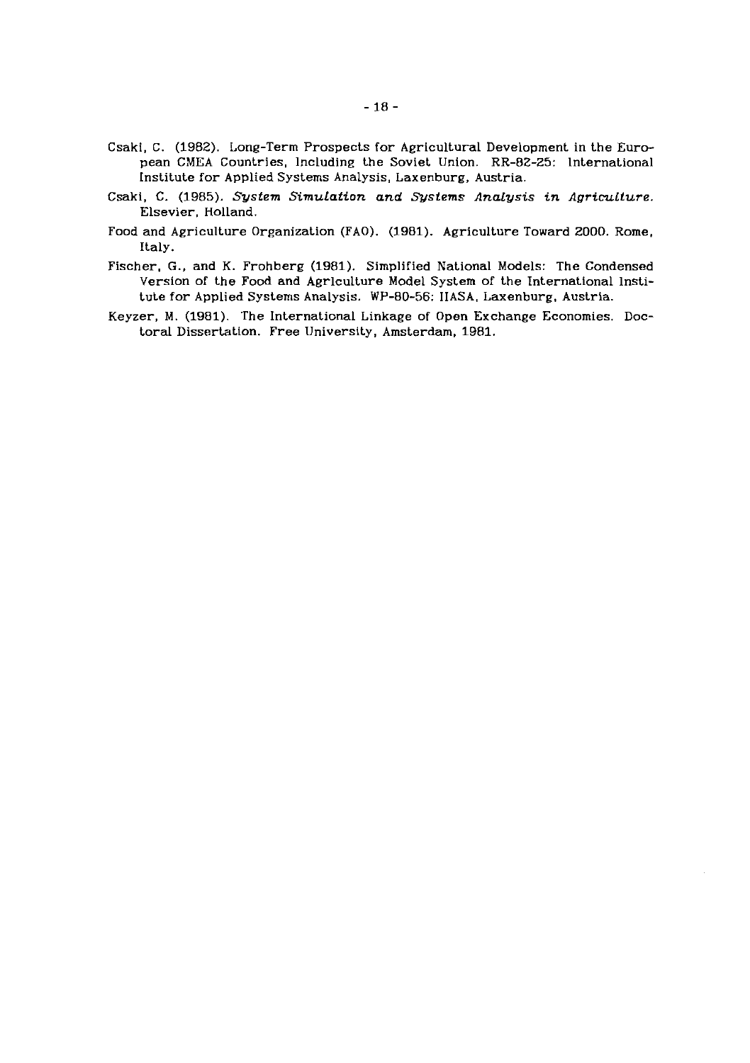Csaki, C. (1982). Long-Term Prospects for Agricultural Development in the European CMEA Countries, Including the Soviet Union. RR-82-25: International Institute for Applied Systems Analysis, Laxenburg, Austria.

Csaki, C. (1985). *System Simulation and Systems Analysis in Agriculture.* Elsevier, Holland.

Food and Agriculture Organization (FAO). (1981). Agriculture Toward 2000. Rome, Italy.

Fischer, G., and K. Frohberg (1981). Simplified National Models: The Condensed Version of the Food and Agriculture Model System of the International Institute for Applied Systems Analysis. WP-80-56: IIASA, Laxenburg, Austria.

Keyzer, M. (1981). The International Linkage of Open Exchange Economies. Doctoral Dissertation. Free University, Amsterdam, 1981.